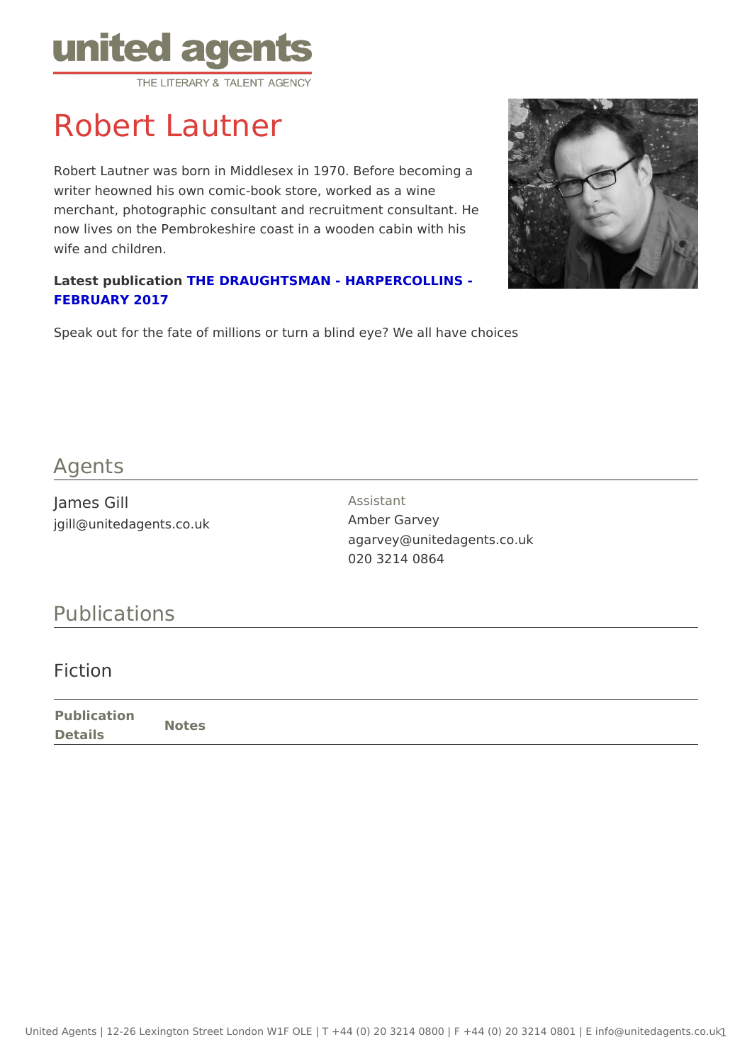# Robert Lautner

Robert Lautner was born in Middlesex in 1970. Before becoming a writer heowned his own comic-book store, worked as a wine merchant, photographic consultant and recruitment consultant. He now lives on the Pembrokeshire coast in a wooden cabin with his wife and children.

**Latest publication** **THE DRAUGHTSMAN - HARPERCOLLINS - FEBRUARY 2017**

Speak out for the fate of millions or turn a blind eye? We all have choices

## Agents

James Gill
jgill@unitedagents.co.uk

Assistant
Amber Garvey
agarvey@unitedagents.co.uk
020 3214 0864

## Publications

### Fiction

| Publication Details | Notes |
| --- | --- |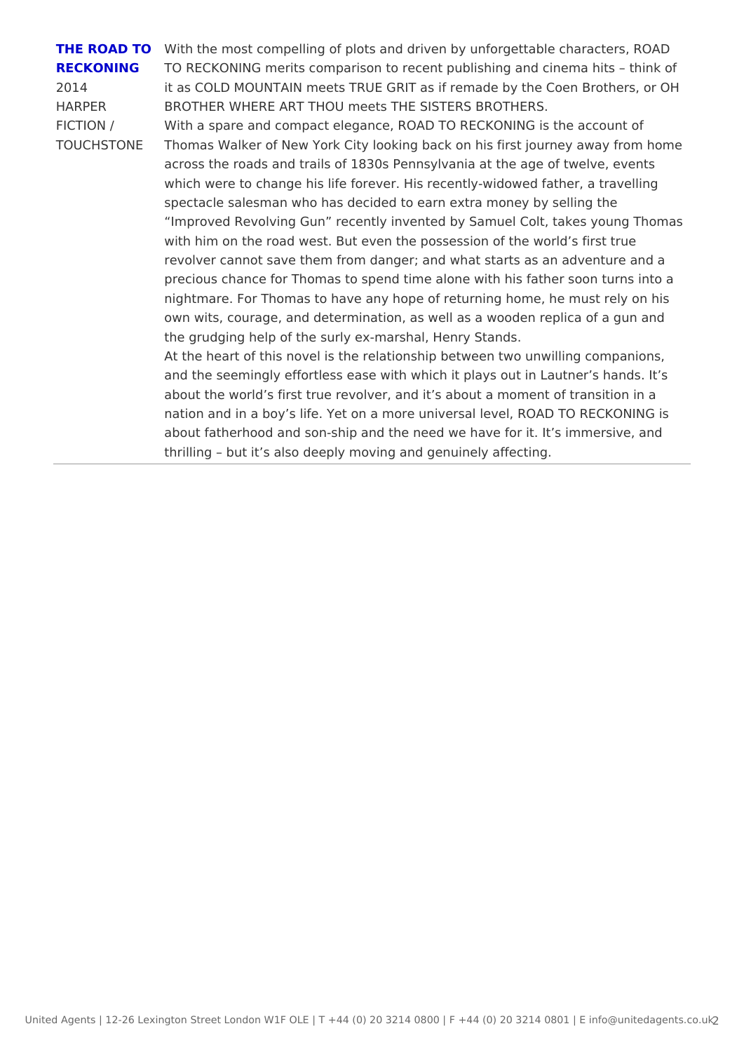**THE ROAD TO RECKONING**

2014

HARPER FICTION / TOUCHSTONE

With the most compelling of plots and driven by unforgettable characters, ROAD TO RECKONING merits comparison to recent publishing and cinema hits – think of it as COLD MOUNTAIN meets TRUE GRIT as if remade by the Coen Brothers, or OH BROTHER WHERE ART THOU meets THE SISTERS BROTHERS.

With a spare and compact elegance, ROAD TO RECKONING is the account of Thomas Walker of New York City looking back on his first journey away from home across the roads and trails of 1830s Pennsylvania at the age of twelve, events which were to change his life forever. His recently-widowed father, a travelling spectacle salesman who has decided to earn extra money by selling the "Improved Revolving Gun" recently invented by Samuel Colt, takes young Thomas with him on the road west. But even the possession of the world's first true revolver cannot save them from danger; and what starts as an adventure and a precious chance for Thomas to spend time alone with his father soon turns into a nightmare. For Thomas to have any hope of returning home, he must rely on his own wits, courage, and determination, as well as a wooden replica of a gun and the grudging help of the surly ex-marshal, Henry Stands.

At the heart of this novel is the relationship between two unwilling companions, and the seemingly effortless ease with which it plays out in Lautner's hands. It's about the world's first true revolver, and it's about a moment of transition in a nation and in a boy's life. Yet on a more universal level, ROAD TO RECKONING is about fatherhood and son-ship and the need we have for it. It's immersive, and thrilling – but it's also deeply moving and genuinely affecting.